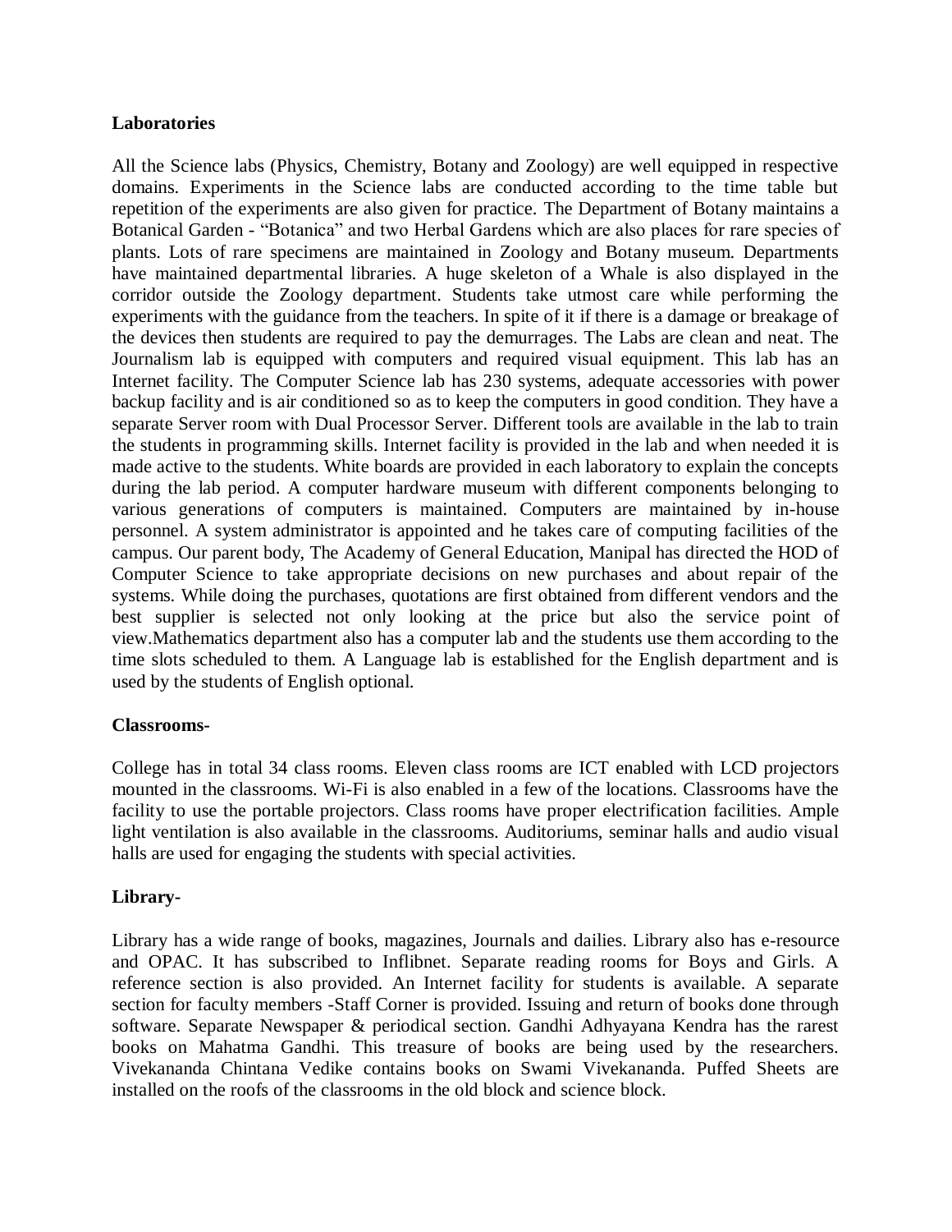**Laboratories**

All the Science labs (Physics, Chemistry, Botany and Zoology) are well equipped in respective domains. Experiments in the Science labs are conducted according to the time table but repetition of the experiments are also given for practice. The Department of Botany maintains a Botanical Garden - "Botanica" and two Herbal Gardens which are also places for rare species of plants. Lots of rare specimens are maintained in Zoology and Botany museum. Departments have maintained departmental libraries. A huge skeleton of a Whale is also displayed in the corridor outside the Zoology department. Students take utmost care while performing the experiments with the guidance from the teachers. In spite of it if there is a damage or breakage of the devices then students are required to pay the demurrages. The Labs are clean and neat. The Journalism lab is equipped with computers and required visual equipment. This lab has an Internet facility. The Computer Science lab has 230 systems, adequate accessories with power backup facility and is air conditioned so as to keep the computers in good condition. They have a separate Server room with Dual Processor Server. Different tools are available in the lab to train the students in programming skills. Internet facility is provided in the lab and when needed it is made active to the students. White boards are provided in each laboratory to explain the concepts during the lab period. A computer hardware museum with different components belonging to various generations of computers is maintained. Computers are maintained by in-house personnel. A system administrator is appointed and he takes care of computing facilities of the campus. Our parent body, The Academy of General Education, Manipal has directed the HOD of Computer Science to take appropriate decisions on new purchases and about repair of the systems. While doing the purchases, quotations are first obtained from different vendors and the best supplier is selected not only looking at the price but also the service point of view.Mathematics department also has a computer lab and the students use them according to the time slots scheduled to them. A Language lab is established for the English department and is used by the students of English optional.

**Classrooms-**

College has in total 34 class rooms. Eleven class rooms are ICT enabled with LCD projectors mounted in the classrooms. Wi-Fi is also enabled in a few of the locations. Classrooms have the facility to use the portable projectors. Class rooms have proper electrification facilities. Ample light ventilation is also available in the classrooms. Auditoriums, seminar halls and audio visual halls are used for engaging the students with special activities.

**Library-**

Library has a wide range of books, magazines, Journals and dailies. Library also has e-resource and OPAC. It has subscribed to Inflibnet. Separate reading rooms for Boys and Girls. A reference section is also provided. An Internet facility for students is available. A separate section for faculty members -Staff Corner is provided. Issuing and return of books done through software. Separate Newspaper & periodical section. Gandhi Adhyayana Kendra has the rarest books on Mahatma Gandhi. This treasure of books are being used by the researchers. Vivekananda Chintana Vedike contains books on Swami Vivekananda. Puffed Sheets are installed on the roofs of the classrooms in the old block and science block.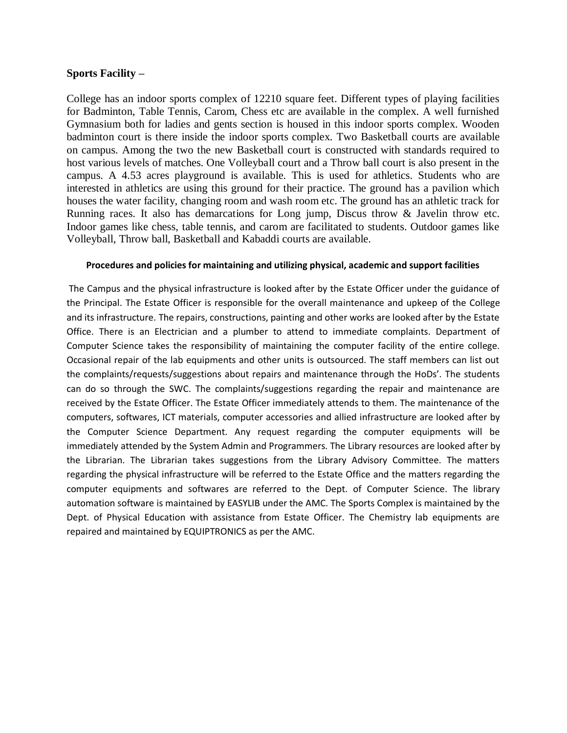**Sports Facility –**

College has an indoor sports complex of 12210 square feet. Different types of playing facilities for Badminton, Table Tennis, Carom, Chess etc are available in the complex. A well furnished Gymnasium both for ladies and gents section is housed in this indoor sports complex. Wooden badminton court is there inside the indoor sports complex. Two Basketball courts are available on campus. Among the two the new Basketball court is constructed with standards required to host various levels of matches. One Volleyball court and a Throw ball court is also present in the campus. A 4.53 acres playground is available. This is used for athletics. Students who are interested in athletics are using this ground for their practice. The ground has a pavilion which houses the water facility, changing room and wash room etc. The ground has an athletic track for Running races. It also has demarcations for Long jump, Discus throw & Javelin throw etc. Indoor games like chess, table tennis, and carom are facilitated to students. Outdoor games like Volleyball, Throw ball, Basketball and Kabaddi courts are available.

**Procedures and policies for maintaining and utilizing physical, academic and support facilities**

The Campus and the physical infrastructure is looked after by the Estate Officer under the guidance of the Principal. The Estate Officer is responsible for the overall maintenance and upkeep of the College and its infrastructure. The repairs, constructions, painting and other works are looked after by the Estate Office. There is an Electrician and a plumber to attend to immediate complaints. Department of Computer Science takes the responsibility of maintaining the computer facility of the entire college. Occasional repair of the lab equipments and other units is outsourced. The staff members can list out the complaints/requests/suggestions about repairs and maintenance through the HoDs'. The students can do so through the SWC. The complaints/suggestions regarding the repair and maintenance are received by the Estate Officer. The Estate Officer immediately attends to them. The maintenance of the computers, softwares, ICT materials, computer accessories and allied infrastructure are looked after by the Computer Science Department. Any request regarding the computer equipments will be immediately attended by the System Admin and Programmers. The Library resources are looked after by the Librarian. The Librarian takes suggestions from the Library Advisory Committee. The matters regarding the physical infrastructure will be referred to the Estate Office and the matters regarding the computer equipments and softwares are referred to the Dept. of Computer Science. The library automation software is maintained by EASYLIB under the AMC. The Sports Complex is maintained by the Dept. of Physical Education with assistance from Estate Officer. The Chemistry lab equipments are repaired and maintained by EQUIPTRONICS as per the AMC.